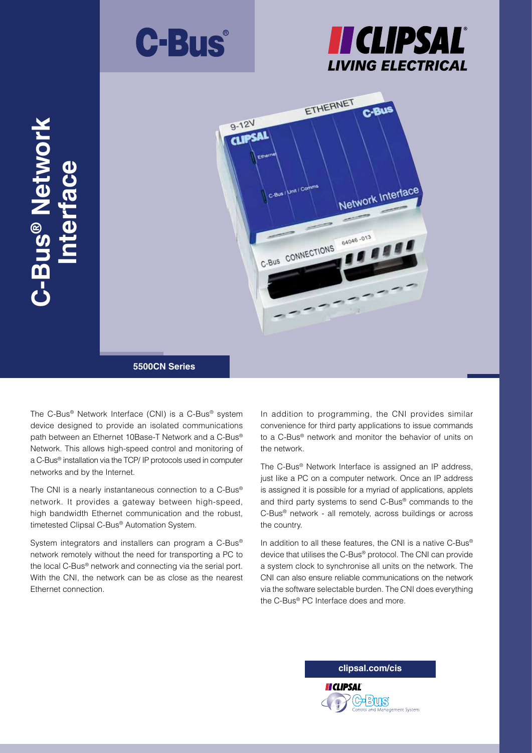# C-Bus® Network Interface

**5500CN Series**

The C-Bus® Network Interface (CNI) is a C-Bus® system device designed to provide an isolated communications path between an Ethernet 10Base-T Network and a C-Bus® Network. This allows high-speed control and monitoring of a C-Bus® installation via the TCP/ IP protocols used in computer networks and by the Internet.

The CNI is a nearly instantaneous connection to a C-Bus® network. It provides a gateway between high-speed, high bandwidth Ethernet communication and the robust, timetested Clipsal C-Bus® Automation System.

System integrators and installers can program a C-Bus® network remotely without the need for transporting a PC to the local C-Bus® network and connecting via the serial port. With the CNI, the network can be as close as the nearest Ethernet connection.

In addition to programming, the CNI provides similar convenience for third party applications to issue commands to a C-Bus® network and monitor the behavior of units on the network.

The C-Bus® Network Interface is assigned an IP address, just like a PC on a computer network. Once an IP address is assigned it is possible for a myriad of applications, applets and third party systems to send C-Bus® commands to the C-Bus® network - all remotely, across buildings or across the country.

In addition to all these features, the CNI is a native C-Bus® device that utilises the C-Bus® protocol. The CNI can provide a system clock to synchronise all units on the network. The CNI can also ensure reliable communications on the network via the software selectable burden. The CNI does everything the C-Bus® PC Interface does and more.

**clipsal.com/cis**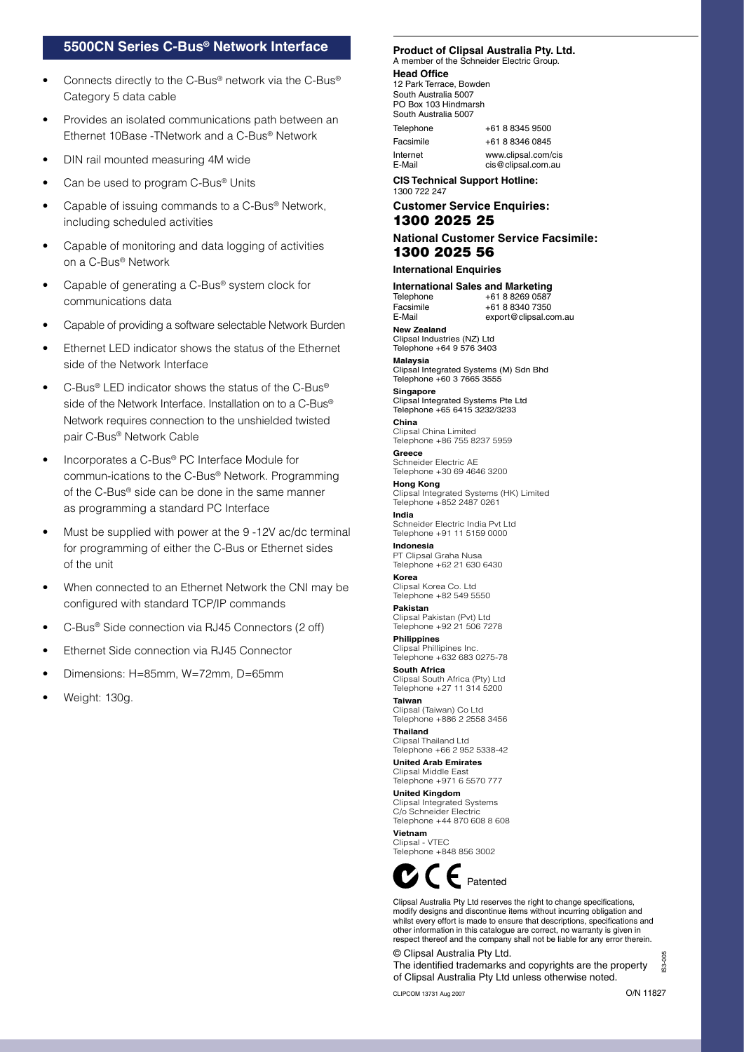## 5500CN Series C-Bus® Network Interface

- Connects directly to the C-Bus® network via the C-Bus® Category 5 data cable
- Provides an isolated communications path between an Ethernet 10Base -TNetwork and a C-Bus® Network
- DIN rail mounted measuring 4M wide
- Can be used to program C-Bus® Units
- Capable of issuing commands to a C-Bus® Network, including scheduled activities
- Capable of monitoring and data logging of activities on a C-Bus® Network
- Capable of generating a C-Bus® system clock for communications data
- Capable of providing a software selectable Network Burden
- Ethernet LED indicator shows the status of the Ethernet side of the Network Interface
- C-Bus® LED indicator shows the status of the C-Bus® side of the Network Interface. Installation on to a C-Bus® Network requires connection to the unshielded twisted pair C-Bus® Network Cable
- Incorporates a C-Bus® PC Interface Module for commun-ications to the C-Bus® Network. Programming of the C-Bus® side can be done in the same manner as programming a standard PC Interface
- Must be supplied with power at the 9 -12V ac/dc terminal for programming of either the C-Bus or Ethernet sides of the unit
- When connected to an Ethernet Network the CNI may be configured with standard TCP/IP commands
- C-Bus® Side connection via RJ45 Connectors (2 off)
- Ethernet Side connection via RJ45 Connector
- Dimensions: H=85mm, W=72mm, D=65mm
- Weight: 130g.

**Product of Clipsal Australia Pty. Ltd.**
A member of the Schneider Electric Group.

**Head Office**
12 Park Terrace, Bowden
South Australia 5007
PO Box 103 Hindmarsh
South Australia 5007

| | |
|---|---|
| Telephone | +61 8 8345 9500 |
| Facsimile | +61 8 8346 0845 |
| Internet | www.clipsal.com/cis |
| E-Mail | cis@clipsal.com.au |

**CIS Technical Support Hotline:**
1300 722 247

**Customer Service Enquiries:**
**1300 2025 25**

**National Customer Service Facsimile:**
**1300 2025 56**

**International Enquiries**

**International Sales and Marketing**

| | |
|---|---|
| Telephone | +61 8 8269 0587 |
| Facsimile | +61 8 8340 7350 |
| E-Mail | export@clipsal.com.au |

**New Zealand**
Clipsal Industries (NZ) Ltd
Telephone +64 9 576 3403

**Malaysia**
Clipsal Integrated Systems (M) Sdn Bhd
Telephone +60 3 7665 3555

**Singapore**
Clipsal Integrated Systems Pte Ltd
Telephone +65 6415 3232/3233

**China**
Clipsal China Limited
Telephone +86 755 8237 5959

**Greece**
Schneider Electric AE
Telephone +30 69 4646 3200

**Hong Kong**
Clipsal Integrated Systems (HK) Limited
Telephone +852 2487 0261

**India**
Schneider Electric India Pvt Ltd
Telephone +91 11 5159 0000

**Indonesia**
PT Clipsal Graha Nusa
Telephone +62 21 630 6430

**Korea**
Clipsal Korea Co. Ltd
Telephone +82 549 5550

**Pakistan**
Clipsal Pakistan (Pvt) Ltd
Telephone +92 21 506 7278

**Philippines**
Clipsal Phillipines Inc.
Telephone +632 683 0275-78

**South Africa**
Clipsal South Africa (Pty) Ltd
Telephone +27 11 314 5200

**Taiwan**
Clipsal (Taiwan) Co Ltd
Telephone +886 2 2558 3456

**Thailand**
Clipsal Thailand Ltd
Telephone +66 2 952 5338-42

**United Arab Emirates**
Clipsal Middle East
Telephone +971 6 5570 777

**United Kingdom**
Clipsal Integrated Systems
C/o Schneider Electric
Telephone +44 870 608 8 608

**Vietnam**
Clipsal - VTEC
Telephone +848 856 3002

Patented

Clipsal Australia Pty Ltd reserves the right to change specifications, modify designs and discontinue items without incurring obligation and whilst every effort is made to ensure that descriptions, specifications and other information in this catalogue are correct, no warranty is given in respect thereof and the company shall not be liable for any error therein.

© Clipsal Australia Pty Ltd.
The identified trademarks and copyrights are the property of Clipsal Australia Pty Ltd unless otherwise noted.

IS3-005

CLIPCOM 13731 Aug 2007

O/N 11827